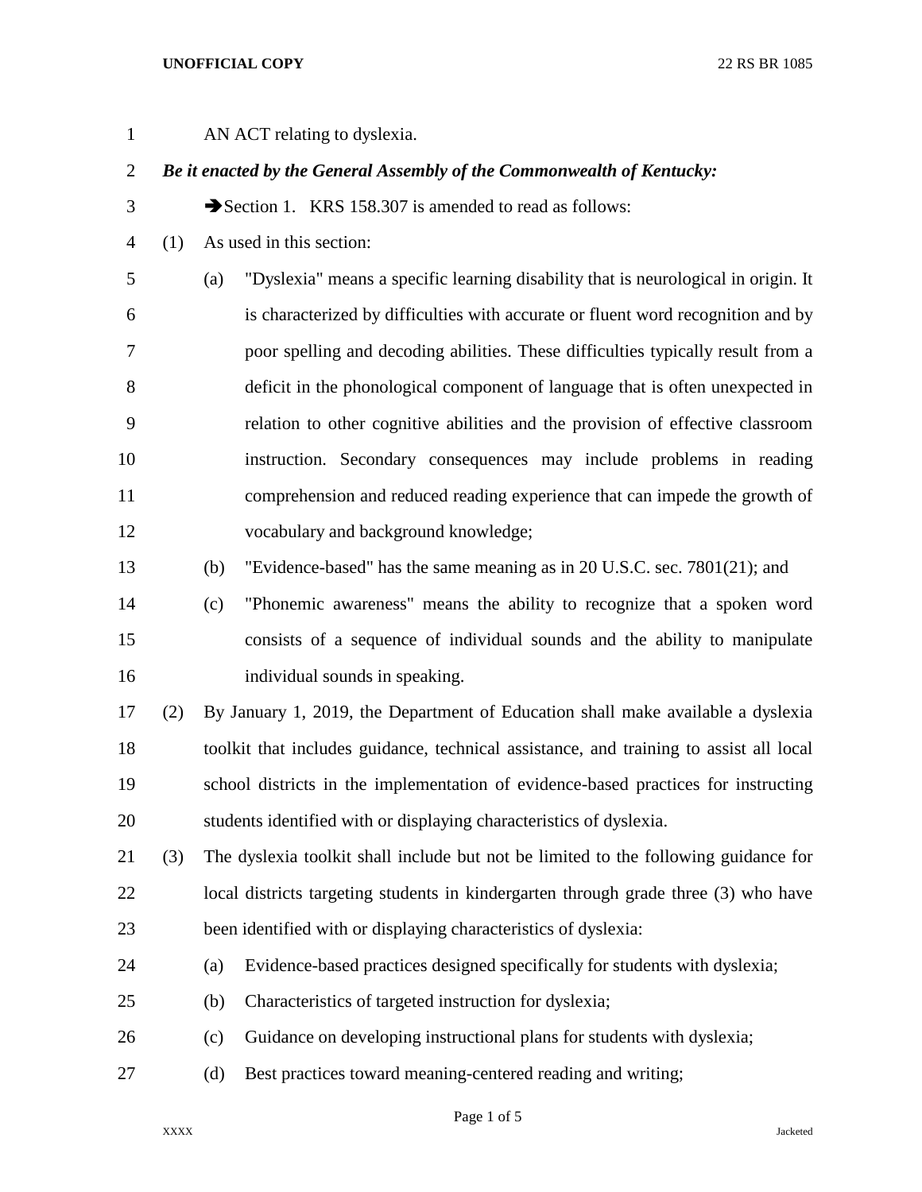AN ACT relating to dyslexia.

***Be it enacted by the General Assembly of the Commonwealth of Kentucky:***

➔Section 1. KRS 158.307 is amended to read as follows:

(1) As used in this section:

(a) "Dyslexia" means a specific learning disability that is neurological in origin. It is characterized by difficulties with accurate or fluent word recognition and by poor spelling and decoding abilities. These difficulties typically result from a deficit in the phonological component of language that is often unexpected in relation to other cognitive abilities and the provision of effective classroom instruction. Secondary consequences may include problems in reading comprehension and reduced reading experience that can impede the growth of vocabulary and background knowledge;

(b) "Evidence-based" has the same meaning as in 20 U.S.C. sec. 7801(21); and

(c) "Phonemic awareness" means the ability to recognize that a spoken word consists of a sequence of individual sounds and the ability to manipulate individual sounds in speaking.

(2) By January 1, 2019, the Department of Education shall make available a dyslexia toolkit that includes guidance, technical assistance, and training to assist all local school districts in the implementation of evidence-based practices for instructing students identified with or displaying characteristics of dyslexia.

(3) The dyslexia toolkit shall include but not be limited to the following guidance for local districts targeting students in kindergarten through grade three (3) who have been identified with or displaying characteristics of dyslexia:

(a) Evidence-based practices designed specifically for students with dyslexia;

(b) Characteristics of targeted instruction for dyslexia;

(c) Guidance on developing instructional plans for students with dyslexia;

(d) Best practices toward meaning-centered reading and writing;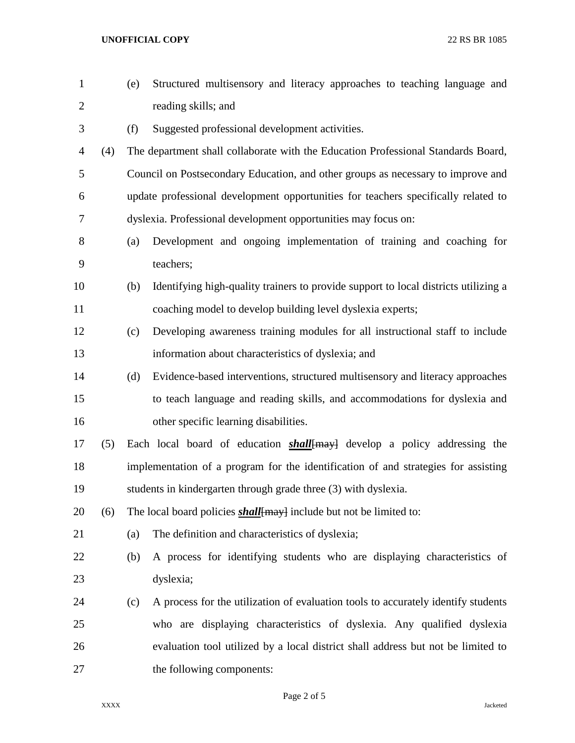(e) Structured multisensory and literacy approaches to teaching language and reading skills; and

(f) Suggested professional development activities.

(4) The department shall collaborate with the Education Professional Standards Board, Council on Postsecondary Education, and other groups as necessary to improve and update professional development opportunities for teachers specifically related to dyslexia. Professional development opportunities may focus on:

(a) Development and ongoing implementation of training and coaching for teachers;

(b) Identifying high-quality trainers to provide support to local districts utilizing a coaching model to develop building level dyslexia experts;

(c) Developing awareness training modules for all instructional staff to include information about characteristics of dyslexia; and

(d) Evidence-based interventions, structured multisensory and literacy approaches to teach language and reading skills, and accommodations for dyslexia and other specific learning disabilities.

(5) Each local board of education ***shall***~~[may]~~ develop a policy addressing the implementation of a program for the identification of and strategies for assisting students in kindergarten through grade three (3) with dyslexia.

(6) The local board policies ***shall***~~[may]~~ include but not be limited to:

(a) The definition and characteristics of dyslexia;

(b) A process for identifying students who are displaying characteristics of dyslexia;

(c) A process for the utilization of evaluation tools to accurately identify students who are displaying characteristics of dyslexia. Any qualified dyslexia evaluation tool utilized by a local district shall address but not be limited to the following components: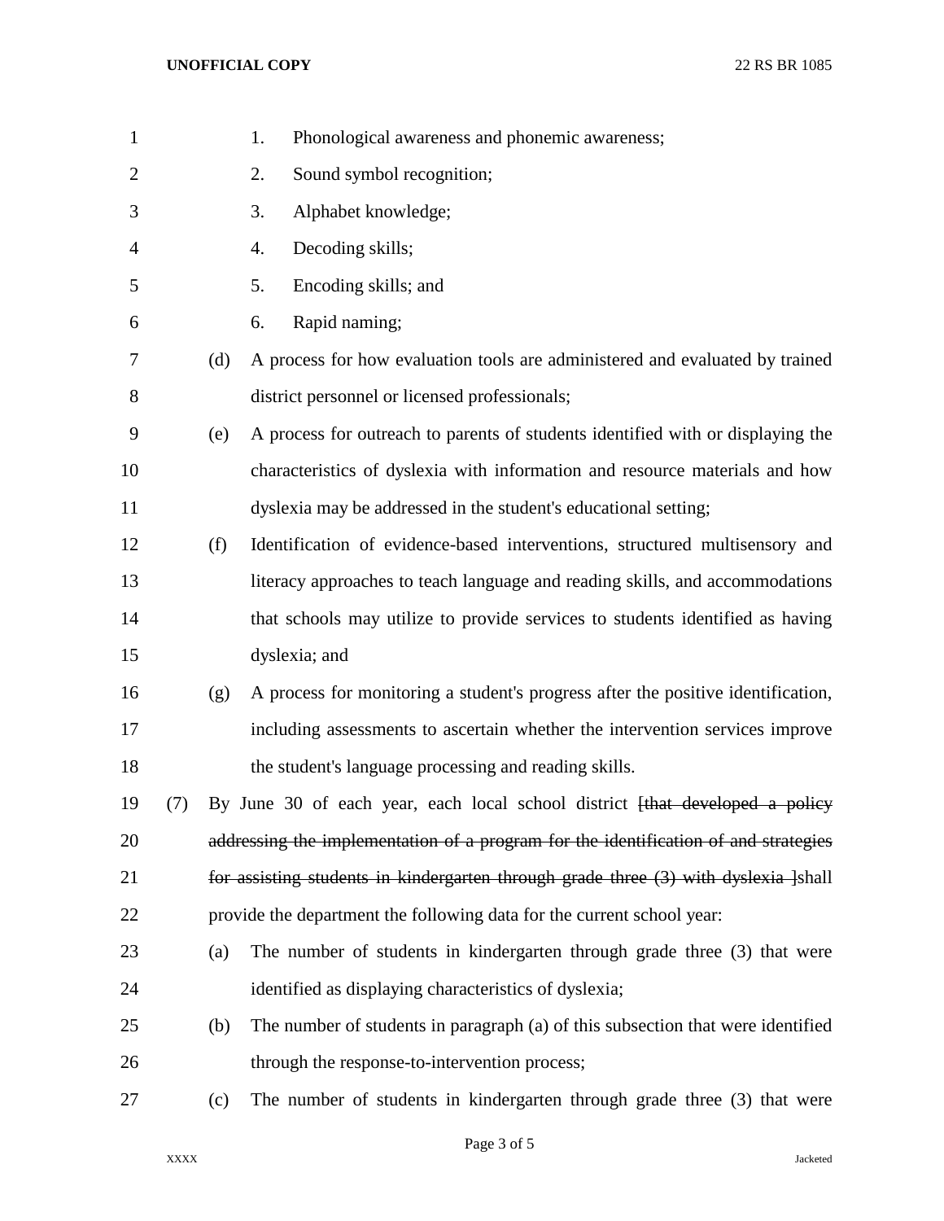1. Phonological awareness and phonemic awareness;
2. Sound symbol recognition;
3. Alphabet knowledge;
4. Decoding skills;
5. Encoding skills; and
6. Rapid naming;

(d) A process for how evaluation tools are administered and evaluated by trained district personnel or licensed professionals;

(e) A process for outreach to parents of students identified with or displaying the characteristics of dyslexia with information and resource materials and how dyslexia may be addressed in the student's educational setting;

(f) Identification of evidence-based interventions, structured multisensory and literacy approaches to teach language and reading skills, and accommodations that schools may utilize to provide services to students identified as having dyslexia; and

(g) A process for monitoring a student's progress after the positive identification, including assessments to ascertain whether the intervention services improve the student's language processing and reading skills.

(7) By June 30 of each year, each local school district ~~[that developed a policy addressing the implementation of a program for the identification of and strategies for assisting students in kindergarten through grade three (3) with dyslexia ]~~shall provide the department the following data for the current school year:

(a) The number of students in kindergarten through grade three (3) that were identified as displaying characteristics of dyslexia;

(b) The number of students in paragraph (a) of this subsection that were identified through the response-to-intervention process;

(c) The number of students in kindergarten through grade three (3) that were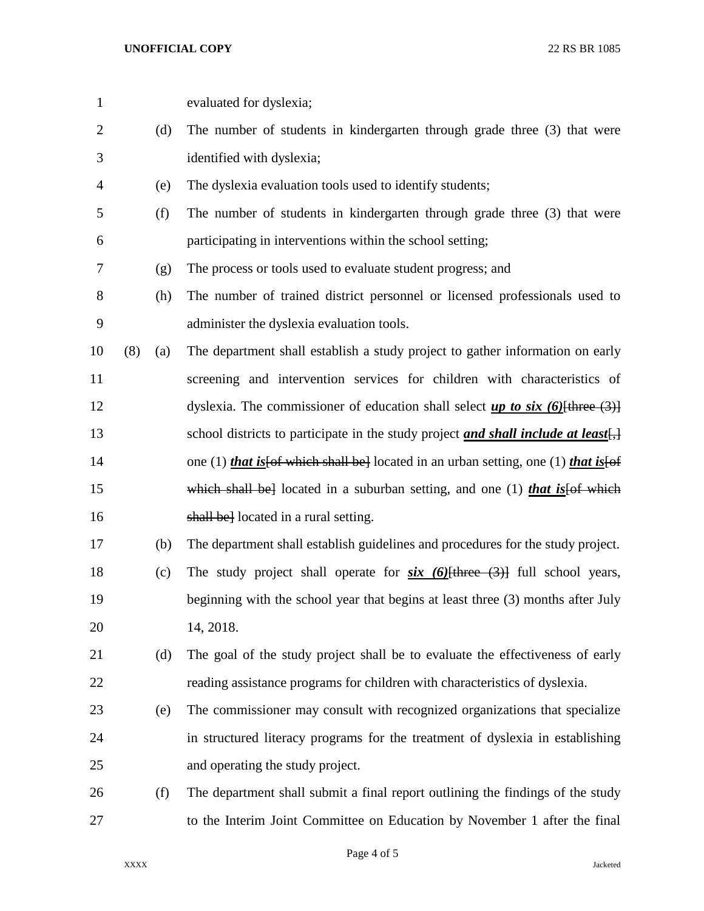evaluated for dyslexia;

(d) The number of students in kindergarten through grade three (3) that were identified with dyslexia;

(e) The dyslexia evaluation tools used to identify students;

(f) The number of students in kindergarten through grade three (3) that were participating in interventions within the school setting;

(g) The process or tools used to evaluate student progress; and

(h) The number of trained district personnel or licensed professionals used to administer the dyslexia evaluation tools.

(8) (a) The department shall establish a study project to gather information on early screening and intervention services for children with characteristics of dyslexia. The commissioner of education shall select ***up to six (6)***[~~three (3)~~] school districts to participate in the study project ***and shall include at least***[~~,~~] one (1) ***that is***[~~of which shall be~~] located in an urban setting, one (1) ***that is***[~~of which shall be~~] located in a suburban setting, and one (1) ***that is***[~~of which shall be~~] located in a rural setting.

(b) The department shall establish guidelines and procedures for the study project.

(c) The study project shall operate for ***six (6)***[~~three (3)~~] full school years, beginning with the school year that begins at least three (3) months after July 14, 2018.

(d) The goal of the study project shall be to evaluate the effectiveness of early reading assistance programs for children with characteristics of dyslexia.

(e) The commissioner may consult with recognized organizations that specialize in structured literacy programs for the treatment of dyslexia in establishing and operating the study project.

(f) The department shall submit a final report outlining the findings of the study to the Interim Joint Committee on Education by November 1 after the final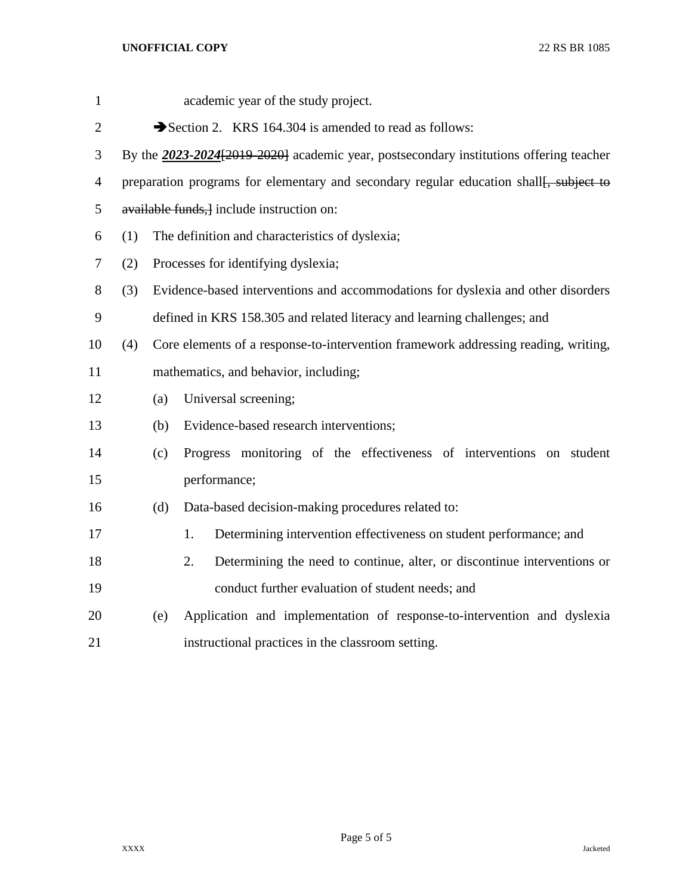academic year of the study project.

➔Section 2. KRS 164.304 is amended to read as follows:

By the ***2023-2024***[~~2019-2020~~] academic year, postsecondary institutions offering teacher preparation programs for elementary and secondary regular education shall[~~, subject to available funds,~~] include instruction on:

(1) The definition and characteristics of dyslexia;

(2) Processes for identifying dyslexia;

(3) Evidence-based interventions and accommodations for dyslexia and other disorders defined in KRS 158.305 and related literacy and learning challenges; and

(4) Core elements of a response-to-intervention framework addressing reading, writing, mathematics, and behavior, including;

   (a) Universal screening;

   (b) Evidence-based research interventions;

   (c) Progress monitoring of the effectiveness of interventions on student performance;

   (d) Data-based decision-making procedures related to:

      1. Determining intervention effectiveness on student performance; and

      2. Determining the need to continue, alter, or discontinue interventions or conduct further evaluation of student needs; and

   (e) Application and implementation of response-to-intervention and dyslexia instructional practices in the classroom setting.